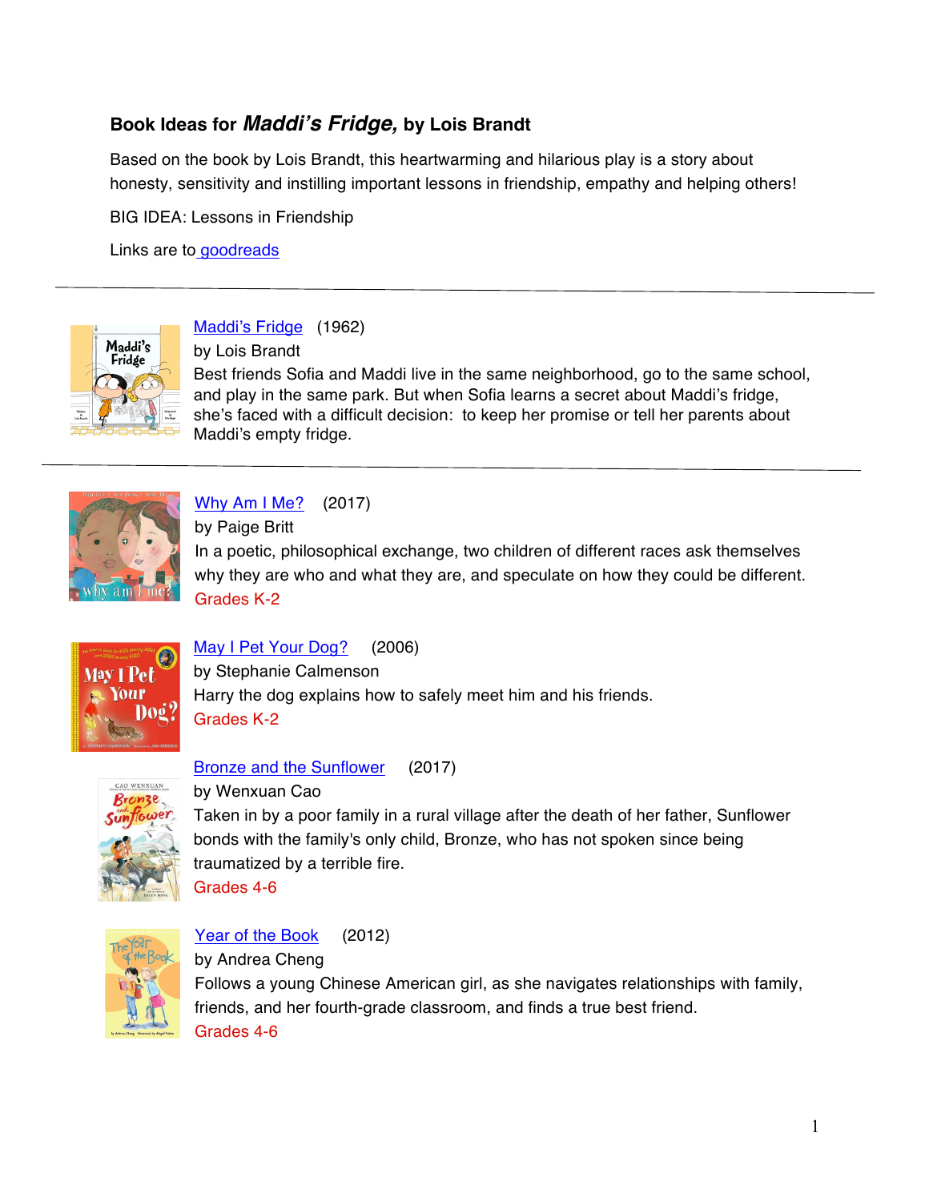### Book Ideas for *Maddi's Fridge,* by Lois Brandt

Based on the book by Lois Brandt, this heartwarming and hilarious play is a story about honesty, sensitivity and instilling important lessons in friendship, empathy and helping others!

BIG IDEA: Lessons in Friendship

Links are to goodreads

---

Maddi's Fridge (1962)
by Lois Brandt
Best friends Sofia and Maddi live in the same neighborhood, go to the same school, and play in the same park. But when Sofia learns a secret about Maddi's fridge, she's faced with a difficult decision: to keep her promise or tell her parents about Maddi's empty fridge.

---

Why Am I Me? (2017)
by Paige Britt
In a poetic, philosophical exchange, two children of different races ask themselves why they are who and what they are, and speculate on how they could be different.
Grades K-2

May I Pet Your Dog? (2006)
by Stephanie Calmenson
Harry the dog explains how to safely meet him and his friends.
Grades K-2

Bronze and the Sunflower (2017)
by Wenxuan Cao
Taken in by a poor family in a rural village after the death of her father, Sunflower bonds with the family's only child, Bronze, who has not spoken since being traumatized by a terrible fire.
Grades 4-6

Year of the Book (2012)
by Andrea Cheng
Follows a young Chinese American girl, as she navigates relationships with family, friends, and her fourth-grade classroom, and finds a true best friend.
Grades 4-6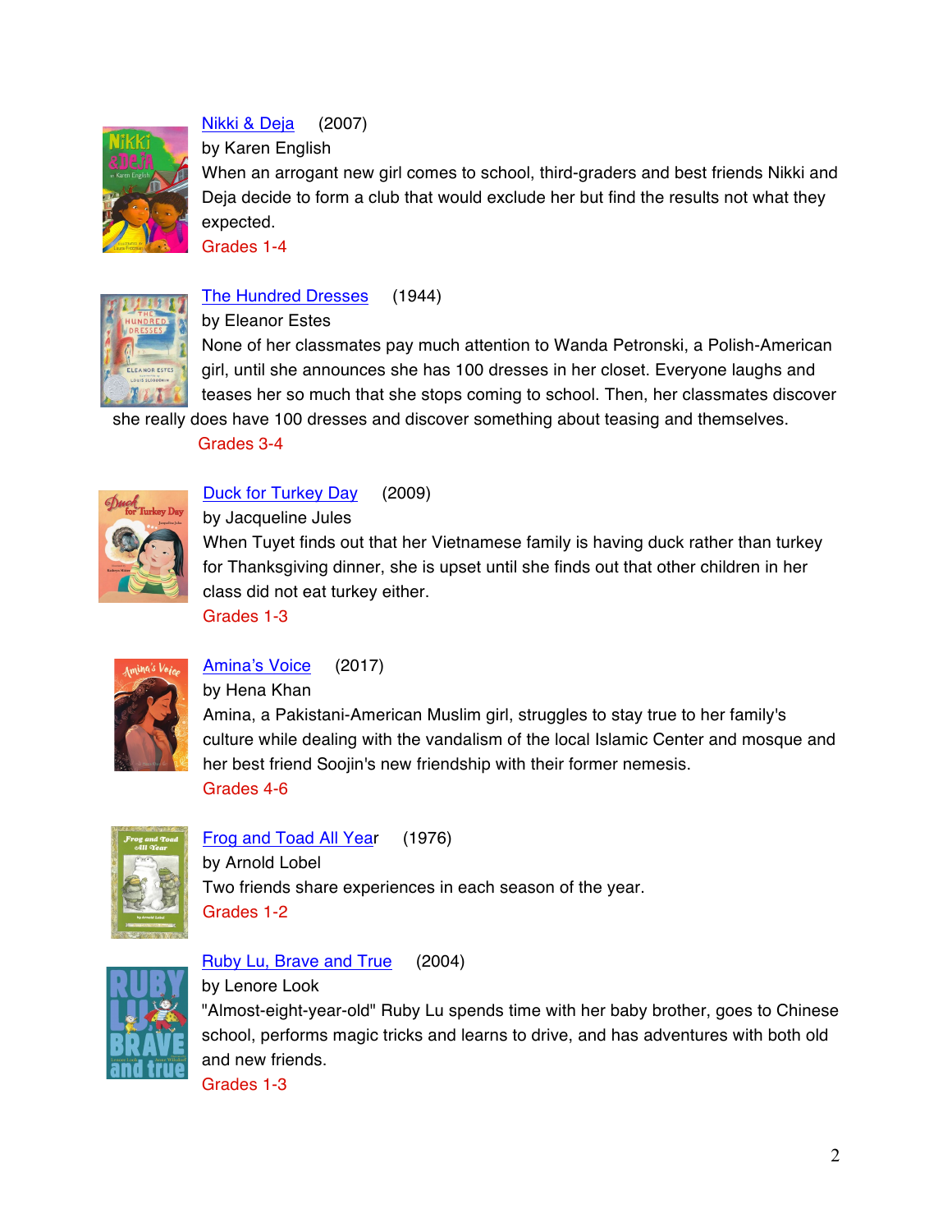[Nikki & Deja](#) (2007)
by Karen English
When an arrogant new girl comes to school, third-graders and best friends Nikki and Deja decide to form a club that would exclude her but find the results not what they expected.
Grades 1-4

[The Hundred Dresses](#) (1944)
by Eleanor Estes
None of her classmates pay much attention to Wanda Petronski, a Polish-American girl, until she announces she has 100 dresses in her closet. Everyone laughs and teases her so much that she stops coming to school. Then, her classmates discover she really does have 100 dresses and discover something about teasing and themselves.
Grades 3-4

[Duck for Turkey Day](#) (2009)
by Jacqueline Jules
When Tuyet finds out that her Vietnamese family is having duck rather than turkey for Thanksgiving dinner, she is upset until she finds out that other children in her class did not eat turkey either.
Grades 1-3

[Amina's Voice](#) (2017)
by Hena Khan
Amina, a Pakistani-American Muslim girl, struggles to stay true to her family's culture while dealing with the vandalism of the local Islamic Center and mosque and her best friend Soojin's new friendship with their former nemesis.
Grades 4-6

[Frog and Toad All Year](#) (1976)
by Arnold Lobel
Two friends share experiences in each season of the year.
Grades 1-2

[Ruby Lu, Brave and True](#) (2004)
by Lenore Look
"Almost-eight-year-old" Ruby Lu spends time with her baby brother, goes to Chinese school, performs magic tricks and learns to drive, and has adventures with both old and new friends.
Grades 1-3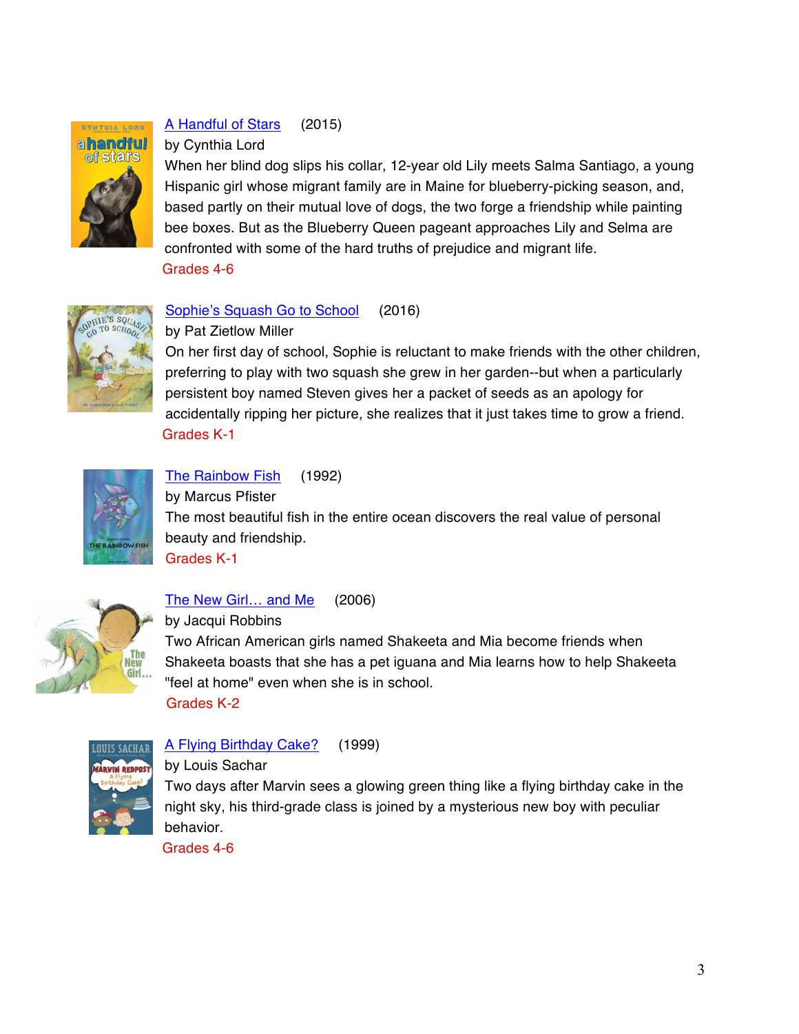A Handful of Stars (2015)
by Cynthia Lord
When her blind dog slips his collar, 12-year old Lily meets Salma Santiago, a young Hispanic girl whose migrant family are in Maine for blueberry-picking season, and, based partly on their mutual love of dogs, the two forge a friendship while painting bee boxes. But as the Blueberry Queen pageant approaches Lily and Selma are confronted with some of the hard truths of prejudice and migrant life.
Grades 4-6

Sophie's Squash Go to School (2016)
by Pat Zietlow Miller
On her first day of school, Sophie is reluctant to make friends with the other children, preferring to play with two squash she grew in her garden--but when a particularly persistent boy named Steven gives her a packet of seeds as an apology for accidentally ripping her picture, she realizes that it just takes time to grow a friend.
Grades K-1

The Rainbow Fish (1992)
by Marcus Pfister
The most beautiful fish in the entire ocean discovers the real value of personal beauty and friendship.
Grades K-1

The New Girl… and Me (2006)
by Jacqui Robbins
Two African American girls named Shakeeta and Mia become friends when Shakeeta boasts that she has a pet iguana and Mia learns how to help Shakeeta "feel at home" even when she is in school.
Grades K-2

A Flying Birthday Cake? (1999)
by Louis Sachar
Two days after Marvin sees a glowing green thing like a flying birthday cake in the night sky, his third-grade class is joined by a mysterious new boy with peculiar behavior.
Grades 4-6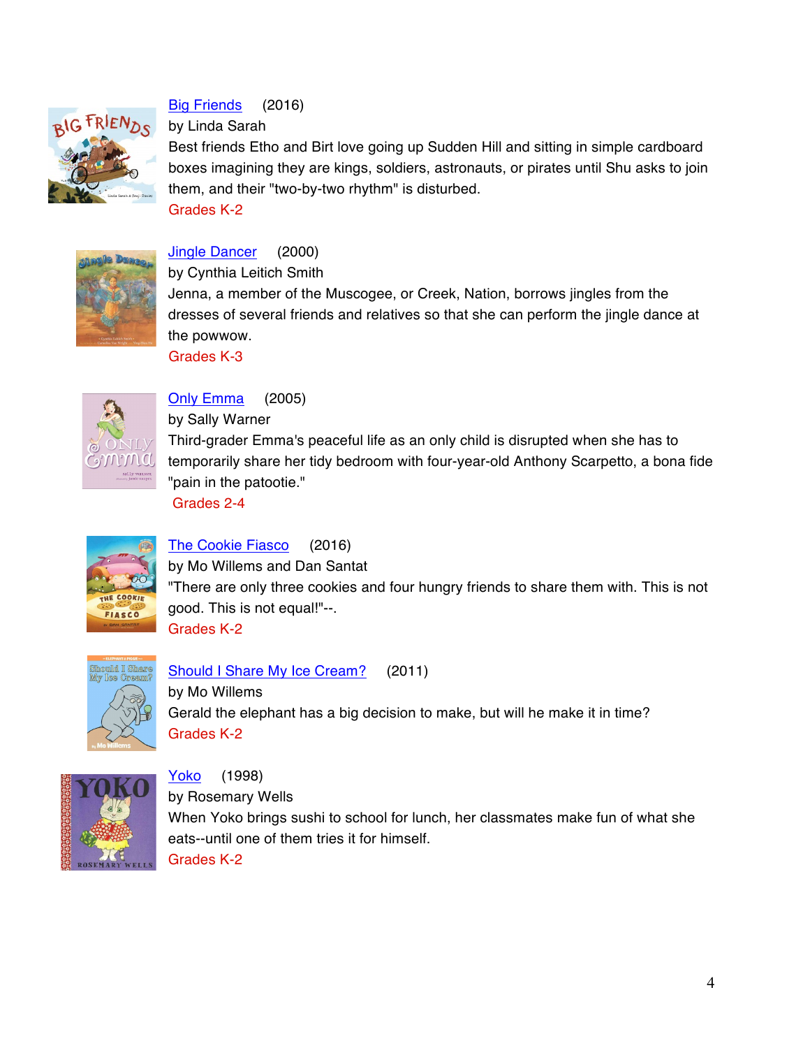Big Friends (2016)
by Linda Sarah
Best friends Etho and Birt love going up Sudden Hill and sitting in simple cardboard boxes imagining they are kings, soldiers, astronauts, or pirates until Shu asks to join them, and their "two-by-two rhythm" is disturbed.
Grades K-2

Jingle Dancer (2000)
by Cynthia Leitich Smith
Jenna, a member of the Muscogee, or Creek, Nation, borrows jingles from the dresses of several friends and relatives so that she can perform the jingle dance at the powwow.
Grades K-3

Only Emma (2005)
by Sally Warner
Third-grader Emma's peaceful life as an only child is disrupted when she has to temporarily share her tidy bedroom with four-year-old Anthony Scarpetto, a bona fide "pain in the patootie."
Grades 2-4

The Cookie Fiasco (2016)
by Mo Willems and Dan Santat
"There are only three cookies and four hungry friends to share them with. This is not good. This is not equal!"--.
Grades K-2

Should I Share My Ice Cream? (2011)
by Mo Willems
Gerald the elephant has a big decision to make, but will he make it in time?
Grades K-2

Yoko (1998)
by Rosemary Wells
When Yoko brings sushi to school for lunch, her classmates make fun of what she eats--until one of them tries it for himself.
Grades K-2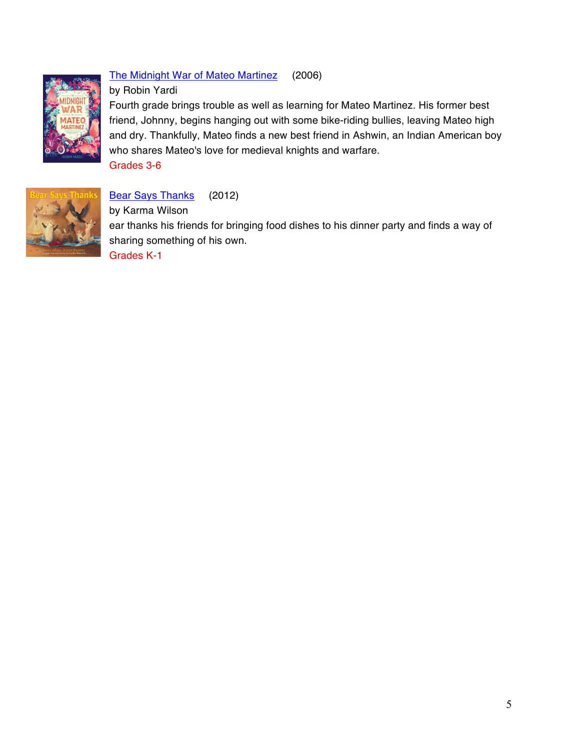[The Midnight War of Mateo Martinez]   (2006)
by Robin Yardi
Fourth grade brings trouble as well as learning for Mateo Martinez. His former best friend, Johnny, begins hanging out with some bike-riding bullies, leaving Mateo high and dry. Thankfully, Mateo finds a new best friend in Ashwin, an Indian American boy who shares Mateo's love for medieval knights and warfare.
Grades 3-6

[Bear Says Thanks]   (2012)
by Karma Wilson
ear thanks his friends for bringing food dishes to his dinner party and finds a way of sharing something of his own.
Grades K-1